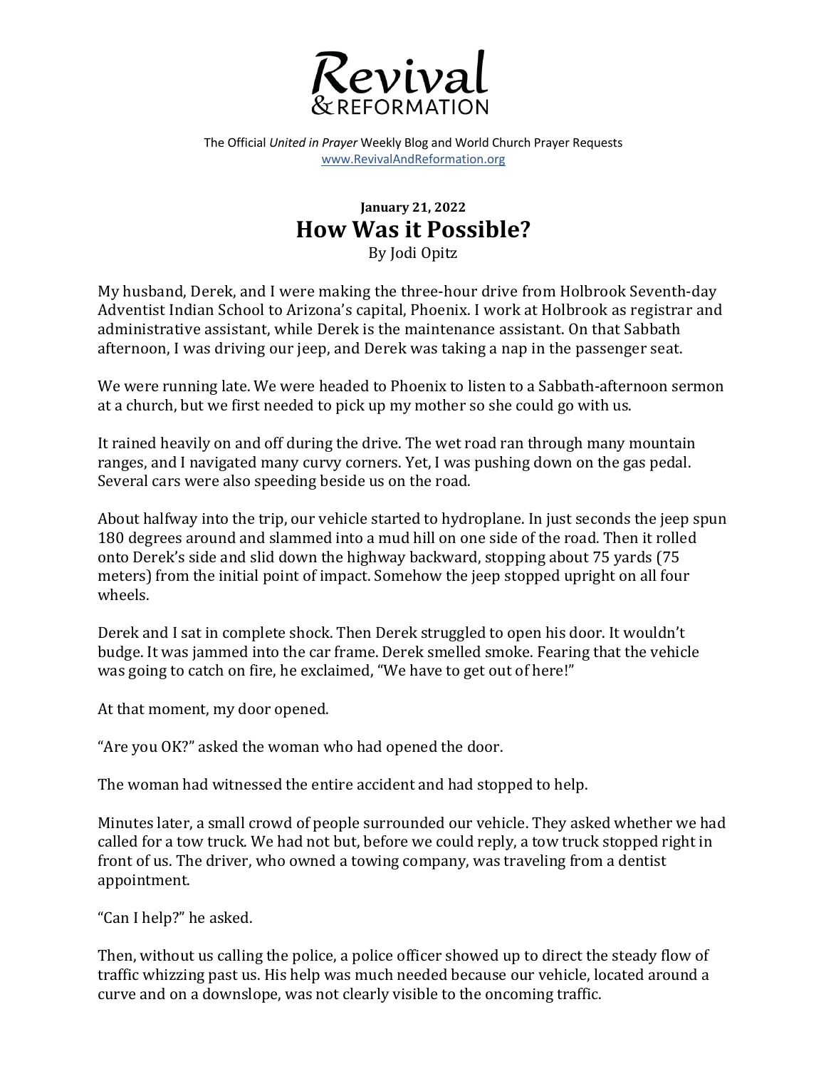# Revival
& REFORMATION

The Official *United in Prayer* Weekly Blog and World Church Prayer Requests
www.RevivalAndReformation.org

**January 21, 2022**

## How Was it Possible?

By Jodi Opitz

My husband, Derek, and I were making the three-hour drive from Holbrook Seventh-day Adventist Indian School to Arizona's capital, Phoenix. I work at Holbrook as registrar and administrative assistant, while Derek is the maintenance assistant. On that Sabbath afternoon, I was driving our jeep, and Derek was taking a nap in the passenger seat.

We were running late. We were headed to Phoenix to listen to a Sabbath-afternoon sermon at a church, but we first needed to pick up my mother so she could go with us.

It rained heavily on and off during the drive. The wet road ran through many mountain ranges, and I navigated many curvy corners. Yet, I was pushing down on the gas pedal. Several cars were also speeding beside us on the road.

About halfway into the trip, our vehicle started to hydroplane. In just seconds the jeep spun 180 degrees around and slammed into a mud hill on one side of the road. Then it rolled onto Derek's side and slid down the highway backward, stopping about 75 yards (75 meters) from the initial point of impact. Somehow the jeep stopped upright on all four wheels.

Derek and I sat in complete shock. Then Derek struggled to open his door. It wouldn't budge. It was jammed into the car frame. Derek smelled smoke. Fearing that the vehicle was going to catch on fire, he exclaimed, "We have to get out of here!"

At that moment, my door opened.

"Are you OK?" asked the woman who had opened the door.

The woman had witnessed the entire accident and had stopped to help.

Minutes later, a small crowd of people surrounded our vehicle. They asked whether we had called for a tow truck. We had not but, before we could reply, a tow truck stopped right in front of us. The driver, who owned a towing company, was traveling from a dentist appointment.

"Can I help?" he asked.

Then, without us calling the police, a police officer showed up to direct the steady flow of traffic whizzing past us. His help was much needed because our vehicle, located around a curve and on a downslope, was not clearly visible to the oncoming traffic.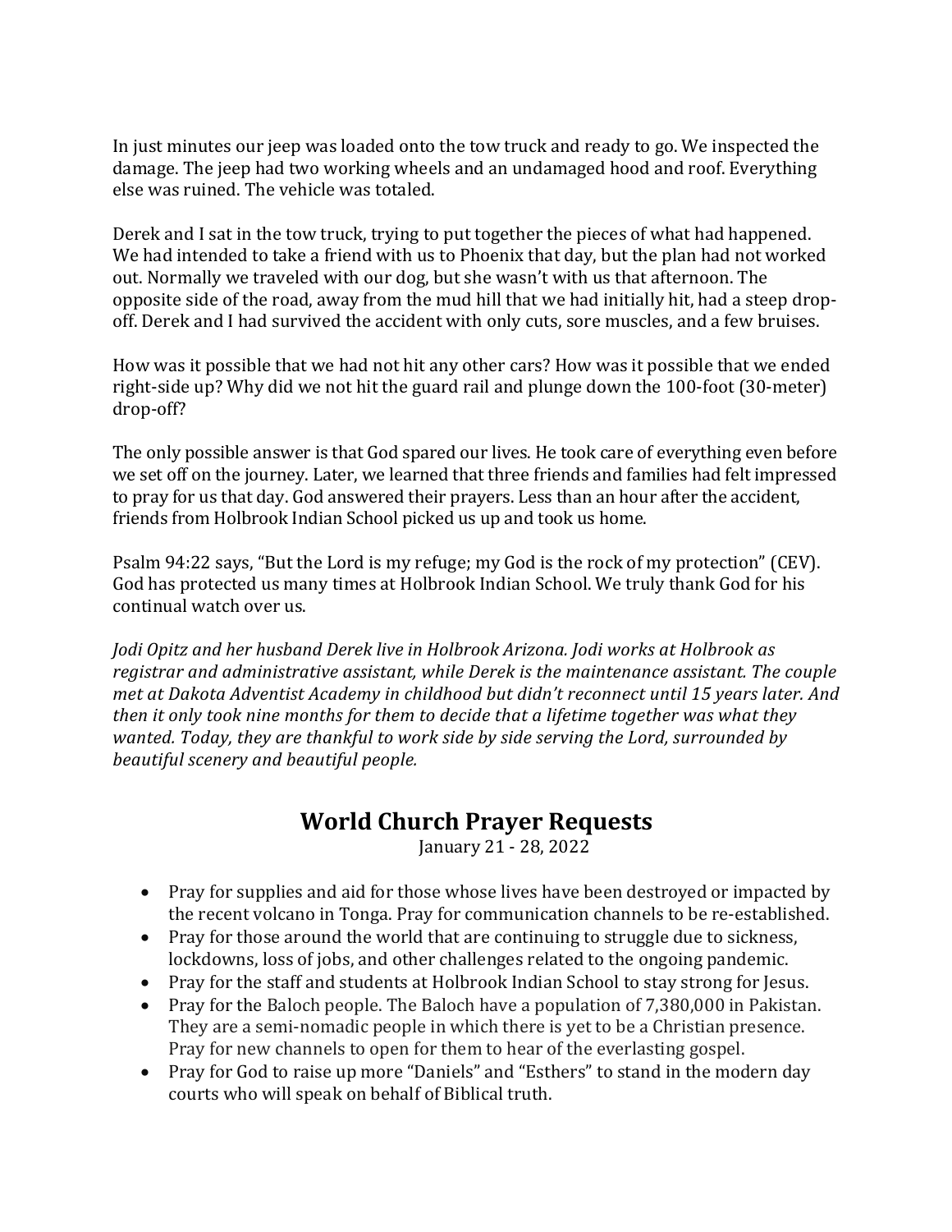In just minutes our jeep was loaded onto the tow truck and ready to go. We inspected the damage. The jeep had two working wheels and an undamaged hood and roof. Everything else was ruined. The vehicle was totaled.

Derek and I sat in the tow truck, trying to put together the pieces of what had happened. We had intended to take a friend with us to Phoenix that day, but the plan had not worked out. Normally we traveled with our dog, but she wasn't with us that afternoon. The opposite side of the road, away from the mud hill that we had initially hit, had a steep drop-off. Derek and I had survived the accident with only cuts, sore muscles, and a few bruises.

How was it possible that we had not hit any other cars? How was it possible that we ended right-side up? Why did we not hit the guard rail and plunge down the 100-foot (30-meter) drop-off?

The only possible answer is that God spared our lives. He took care of everything even before we set off on the journey. Later, we learned that three friends and families had felt impressed to pray for us that day. God answered their prayers. Less than an hour after the accident, friends from Holbrook Indian School picked us up and took us home.

Psalm 94:22 says, "But the Lord is my refuge; my God is the rock of my protection" (CEV). God has protected us many times at Holbrook Indian School. We truly thank God for his continual watch over us.

*Jodi Opitz and her husband Derek live in Holbrook Arizona. Jodi works at Holbrook as registrar and administrative assistant, while Derek is the maintenance assistant. The couple met at Dakota Adventist Academy in childhood but didn't reconnect until 15 years later. And then it only took nine months for them to decide that a lifetime together was what they wanted. Today, they are thankful to work side by side serving the Lord, surrounded by beautiful scenery and beautiful people.*

## World Church Prayer Requests

January 21 - 28, 2022

- Pray for supplies and aid for those whose lives have been destroyed or impacted by the recent volcano in Tonga. Pray for communication channels to be re-established.
- Pray for those around the world that are continuing to struggle due to sickness, lockdowns, loss of jobs, and other challenges related to the ongoing pandemic.
- Pray for the staff and students at Holbrook Indian School to stay strong for Jesus.
- Pray for the Baloch people. The Baloch have a population of 7,380,000 in Pakistan. They are a semi-nomadic people in which there is yet to be a Christian presence. Pray for new channels to open for them to hear of the everlasting gospel.
- Pray for God to raise up more "Daniels" and "Esthers" to stand in the modern day courts who will speak on behalf of Biblical truth.